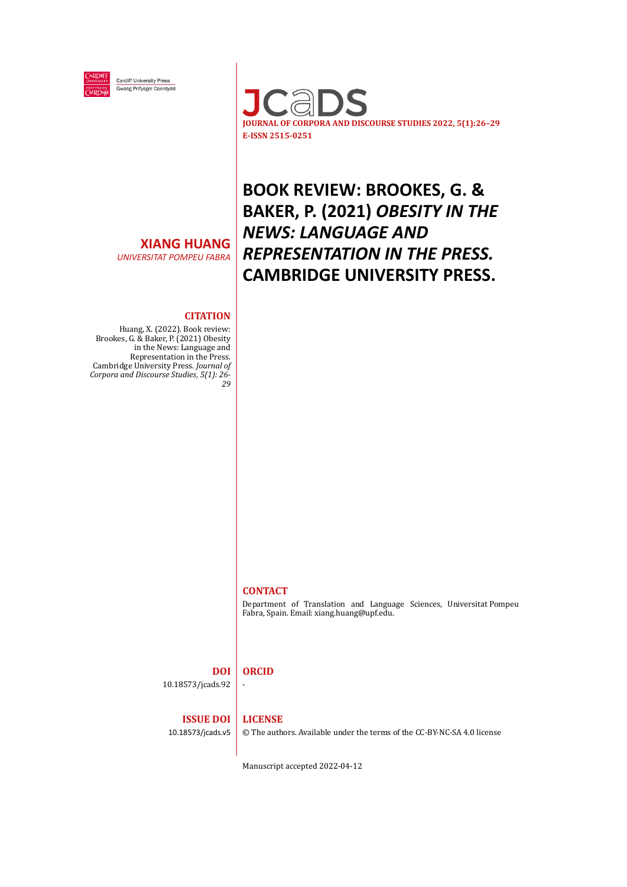# BOOK REVIEW: BROOKES, G. & BAKER, P. (2021) *OBESITY IN THE NEWS: LANGUAGE AND REPRESENTATION IN THE PRESS.* CAMBRIDGE UNIVERSITY PRESS.

**XIANG HUANG**

*UNIVERSITAT POMPEU FABRA*

**CITATION**

Huang, X. (2022). Book review: Brookes, G. & Baker, P. (2021) Obesity in the News: Language and Representation in the Press. Cambridge University Press. *Journal of Corpora and Discourse Studies, 5(1): 26-29*

**CONTACT**

Department of Translation and Language Sciences, Universitat Pompeu Fabra, Spain. Email: xiang.huang@upf.edu.

**DOI**

10.18573/jcads.92

**ORCID**

-

**ISSUE DOI**

10.18573/jcads.v5

**LICENSE**

© The authors. Available under the terms of the CC-BY-NC-SA 4.0 license

Manuscript accepted 2022-04-12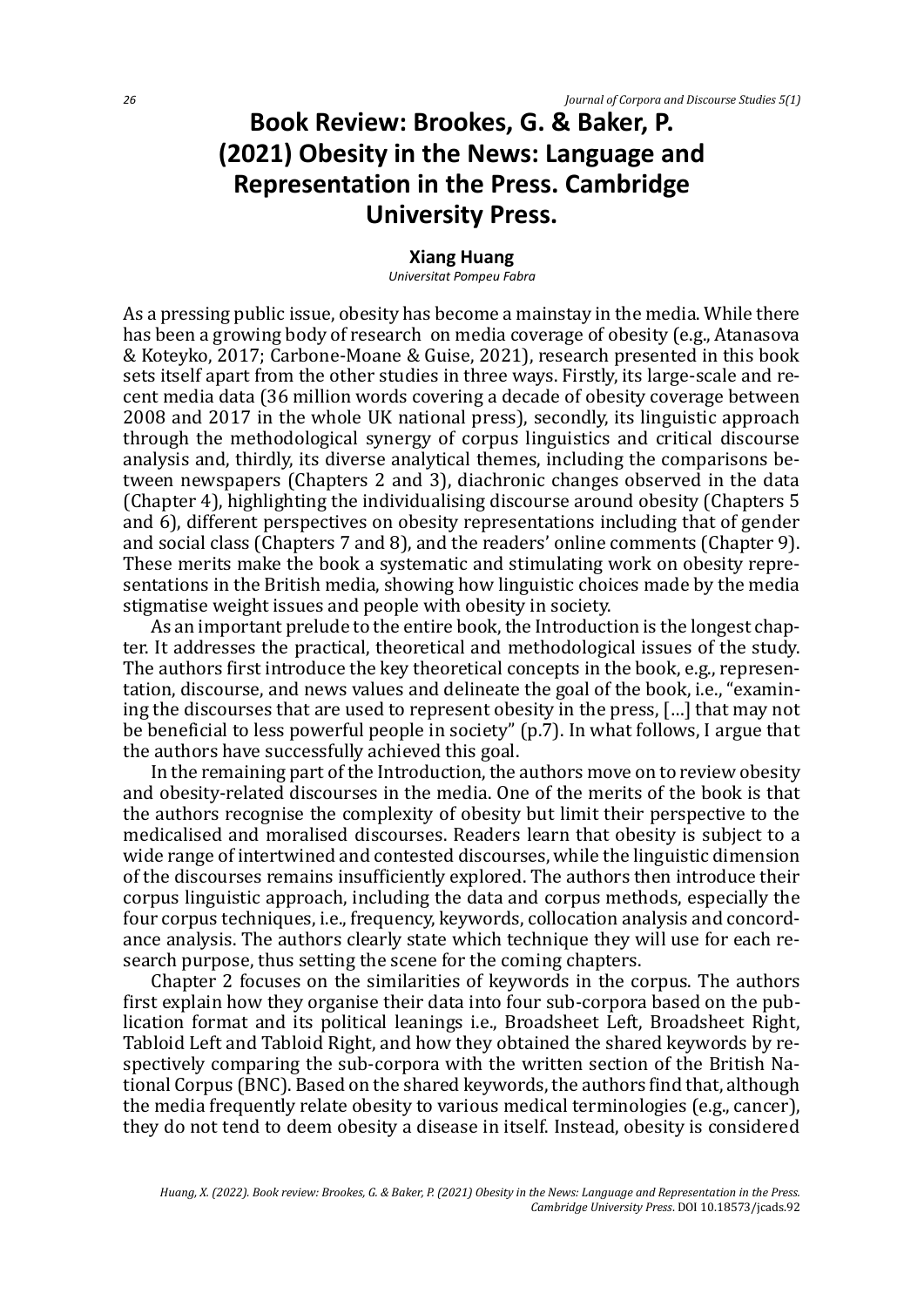# Book Review: Brookes, G. & Baker, P. (2021) Obesity in the News: Language and Representation in the Press. Cambridge University Press.

**Xiang Huang**

*Universitat Pompeu Fabra*

As a pressing public issue, obesity has become a mainstay in the media. While there has been a growing body of research on media coverage of obesity (e.g., Atanasova & Koteyko, 2017; Carbone-Moane & Guise, 2021), research presented in this book sets itself apart from the other studies in three ways. Firstly, its large-scale and recent media data (36 million words covering a decade of obesity coverage between 2008 and 2017 in the whole UK national press), secondly, its linguistic approach through the methodological synergy of corpus linguistics and critical discourse analysis and, thirdly, its diverse analytical themes, including the comparisons between newspapers (Chapters 2 and 3), diachronic changes observed in the data (Chapter 4), highlighting the individualising discourse around obesity (Chapters 5 and 6), different perspectives on obesity representations including that of gender and social class (Chapters 7 and 8), and the readers' online comments (Chapter 9). These merits make the book a systematic and stimulating work on obesity representations in the British media, showing how linguistic choices made by the media stigmatise weight issues and people with obesity in society.

As an important prelude to the entire book, the Introduction is the longest chapter. It addresses the practical, theoretical and methodological issues of the study. The authors first introduce the key theoretical concepts in the book, e.g., representation, discourse, and news values and delineate the goal of the book, i.e., "examining the discourses that are used to represent obesity in the press, […] that may not be beneficial to less powerful people in society" (p.7). In what follows, I argue that the authors have successfully achieved this goal.

In the remaining part of the Introduction, the authors move on to review obesity and obesity-related discourses in the media. One of the merits of the book is that the authors recognise the complexity of obesity but limit their perspective to the medicalised and moralised discourses. Readers learn that obesity is subject to a wide range of intertwined and contested discourses, while the linguistic dimension of the discourses remains insufficiently explored. The authors then introduce their corpus linguistic approach, including the data and corpus methods, especially the four corpus techniques, i.e., frequency, keywords, collocation analysis and concordance analysis. The authors clearly state which technique they will use for each research purpose, thus setting the scene for the coming chapters.

Chapter 2 focuses on the similarities of keywords in the corpus. The authors first explain how they organise their data into four sub-corpora based on the publication format and its political leanings i.e., Broadsheet Left, Broadsheet Right, Tabloid Left and Tabloid Right, and how they obtained the shared keywords by respectively comparing the sub-corpora with the written section of the British National Corpus (BNC). Based on the shared keywords, the authors find that, although the media frequently relate obesity to various medical terminologies (e.g., cancer), they do not tend to deem obesity a disease in itself. Instead, obesity is considered

*Huang, X. (2022). Book review: Brookes, G. & Baker, P. (2021) Obesity in the News: Language and Representation in the Press. Cambridge University Press.* DOI 10.18573/jcads.92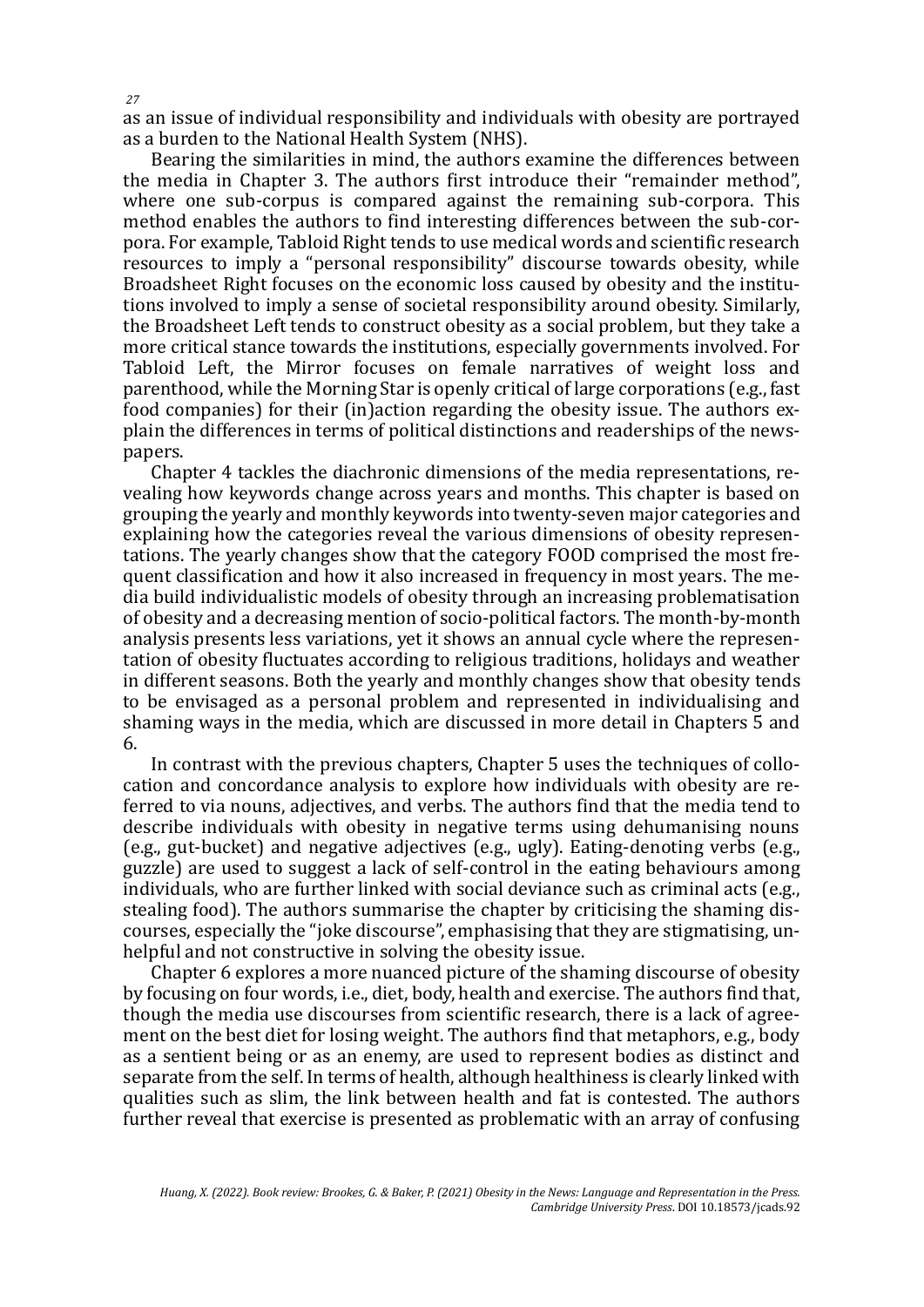as an issue of individual responsibility and individuals with obesity are portrayed as a burden to the National Health System (NHS).

Bearing the similarities in mind, the authors examine the differences between the media in Chapter 3. The authors first introduce their "remainder method", where one sub-corpus is compared against the remaining sub-corpora. This method enables the authors to find interesting differences between the sub-corpora. For example, Tabloid Right tends to use medical words and scientific research resources to imply a "personal responsibility" discourse towards obesity, while Broadsheet Right focuses on the economic loss caused by obesity and the institutions involved to imply a sense of societal responsibility around obesity. Similarly, the Broadsheet Left tends to construct obesity as a social problem, but they take a more critical stance towards the institutions, especially governments involved. For Tabloid Left, the Mirror focuses on female narratives of weight loss and parenthood, while the Morning Star is openly critical of large corporations (e.g., fast food companies) for their (in)action regarding the obesity issue. The authors explain the differences in terms of political distinctions and readerships of the newspapers.

Chapter 4 tackles the diachronic dimensions of the media representations, revealing how keywords change across years and months. This chapter is based on grouping the yearly and monthly keywords into twenty-seven major categories and explaining how the categories reveal the various dimensions of obesity representations. The yearly changes show that the category FOOD comprised the most frequent classification and how it also increased in frequency in most years. The media build individualistic models of obesity through an increasing problematisation of obesity and a decreasing mention of socio-political factors. The month-by-month analysis presents less variations, yet it shows an annual cycle where the representation of obesity fluctuates according to religious traditions, holidays and weather in different seasons. Both the yearly and monthly changes show that obesity tends to be envisaged as a personal problem and represented in individualising and shaming ways in the media, which are discussed in more detail in Chapters 5 and 6.

In contrast with the previous chapters, Chapter 5 uses the techniques of collocation and concordance analysis to explore how individuals with obesity are referred to via nouns, adjectives, and verbs. The authors find that the media tend to describe individuals with obesity in negative terms using dehumanising nouns (e.g., gut-bucket) and negative adjectives (e.g., ugly). Eating-denoting verbs (e.g., guzzle) are used to suggest a lack of self-control in the eating behaviours among individuals, who are further linked with social deviance such as criminal acts (e.g., stealing food). The authors summarise the chapter by criticising the shaming discourses, especially the "joke discourse", emphasising that they are stigmatising, unhelpful and not constructive in solving the obesity issue.

Chapter 6 explores a more nuanced picture of the shaming discourse of obesity by focusing on four words, i.e., diet, body, health and exercise. The authors find that, though the media use discourses from scientific research, there is a lack of agreement on the best diet for losing weight. The authors find that metaphors, e.g., body as a sentient being or as an enemy, are used to represent bodies as distinct and separate from the self. In terms of health, although healthiness is clearly linked with qualities such as slim, the link between health and fat is contested. The authors further reveal that exercise is presented as problematic with an array of confusing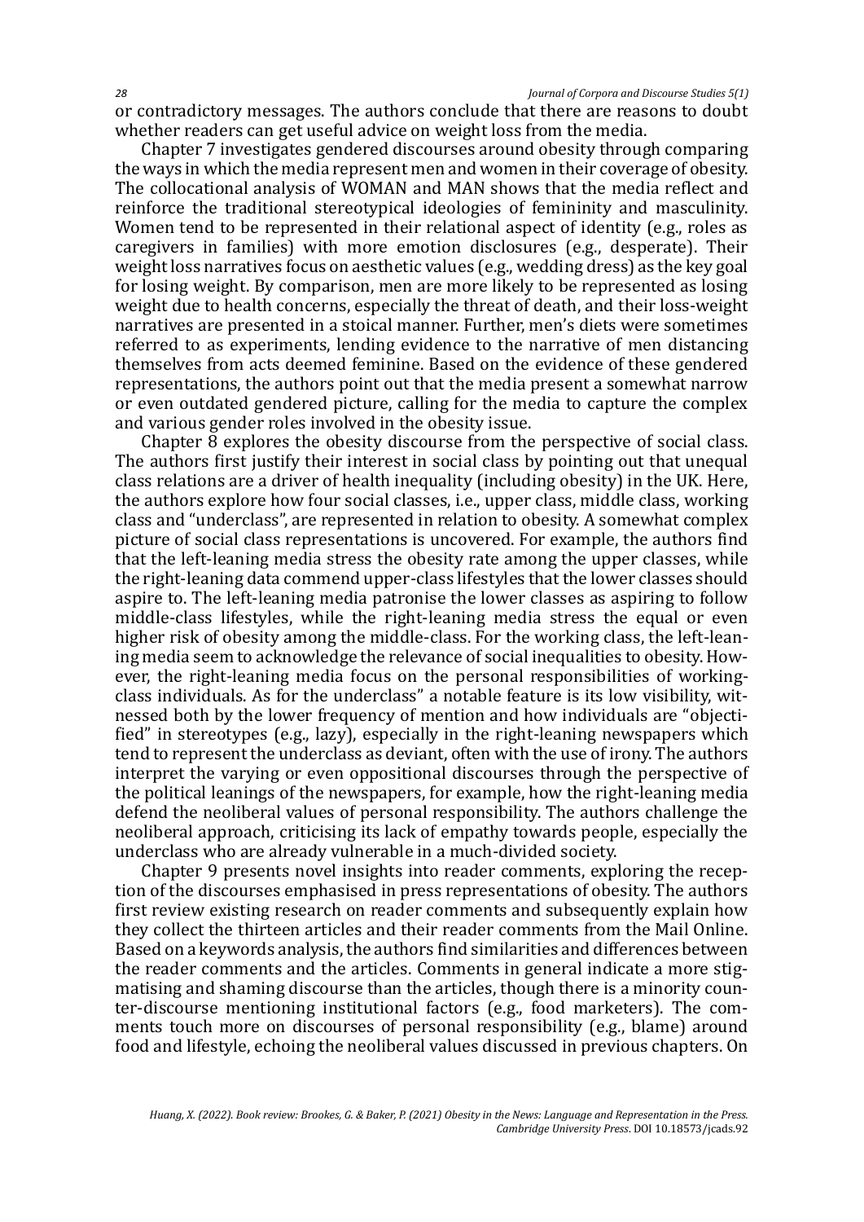or contradictory messages. The authors conclude that there are reasons to doubt whether readers can get useful advice on weight loss from the media.

Chapter 7 investigates gendered discourses around obesity through comparing the ways in which the media represent men and women in their coverage of obesity. The collocational analysis of WOMAN and MAN shows that the media reflect and reinforce the traditional stereotypical ideologies of femininity and masculinity. Women tend to be represented in their relational aspect of identity (e.g., roles as caregivers in families) with more emotion disclosures (e.g., desperate). Their weight loss narratives focus on aesthetic values (e.g., wedding dress) as the key goal for losing weight. By comparison, men are more likely to be represented as losing weight due to health concerns, especially the threat of death, and their loss-weight narratives are presented in a stoical manner. Further, men's diets were sometimes referred to as experiments, lending evidence to the narrative of men distancing themselves from acts deemed feminine. Based on the evidence of these gendered representations, the authors point out that the media present a somewhat narrow or even outdated gendered picture, calling for the media to capture the complex and various gender roles involved in the obesity issue.

Chapter 8 explores the obesity discourse from the perspective of social class. The authors first justify their interest in social class by pointing out that unequal class relations are a driver of health inequality (including obesity) in the UK. Here, the authors explore how four social classes, i.e., upper class, middle class, working class and "underclass", are represented in relation to obesity. A somewhat complex picture of social class representations is uncovered. For example, the authors find that the left-leaning media stress the obesity rate among the upper classes, while the right-leaning data commend upper-class lifestyles that the lower classes should aspire to. The left-leaning media patronise the lower classes as aspiring to follow middle-class lifestyles, while the right-leaning media stress the equal or even higher risk of obesity among the middle-class. For the working class, the left-leaning media seem to acknowledge the relevance of social inequalities to obesity. However, the right-leaning media focus on the personal responsibilities of working-class individuals. As for the underclass" a notable feature is its low visibility, witnessed both by the lower frequency of mention and how individuals are "objectified" in stereotypes (e.g., lazy), especially in the right-leaning newspapers which tend to represent the underclass as deviant, often with the use of irony. The authors interpret the varying or even oppositional discourses through the perspective of the political leanings of the newspapers, for example, how the right-leaning media defend the neoliberal values of personal responsibility. The authors challenge the neoliberal approach, criticising its lack of empathy towards people, especially the underclass who are already vulnerable in a much-divided society.

Chapter 9 presents novel insights into reader comments, exploring the reception of the discourses emphasised in press representations of obesity. The authors first review existing research on reader comments and subsequently explain how they collect the thirteen articles and their reader comments from the Mail Online. Based on a keywords analysis, the authors find similarities and differences between the reader comments and the articles. Comments in general indicate a more stigmatising and shaming discourse than the articles, though there is a minority counter-discourse mentioning institutional factors (e.g., food marketers). The comments touch more on discourses of personal responsibility (e.g., blame) around food and lifestyle, echoing the neoliberal values discussed in previous chapters. On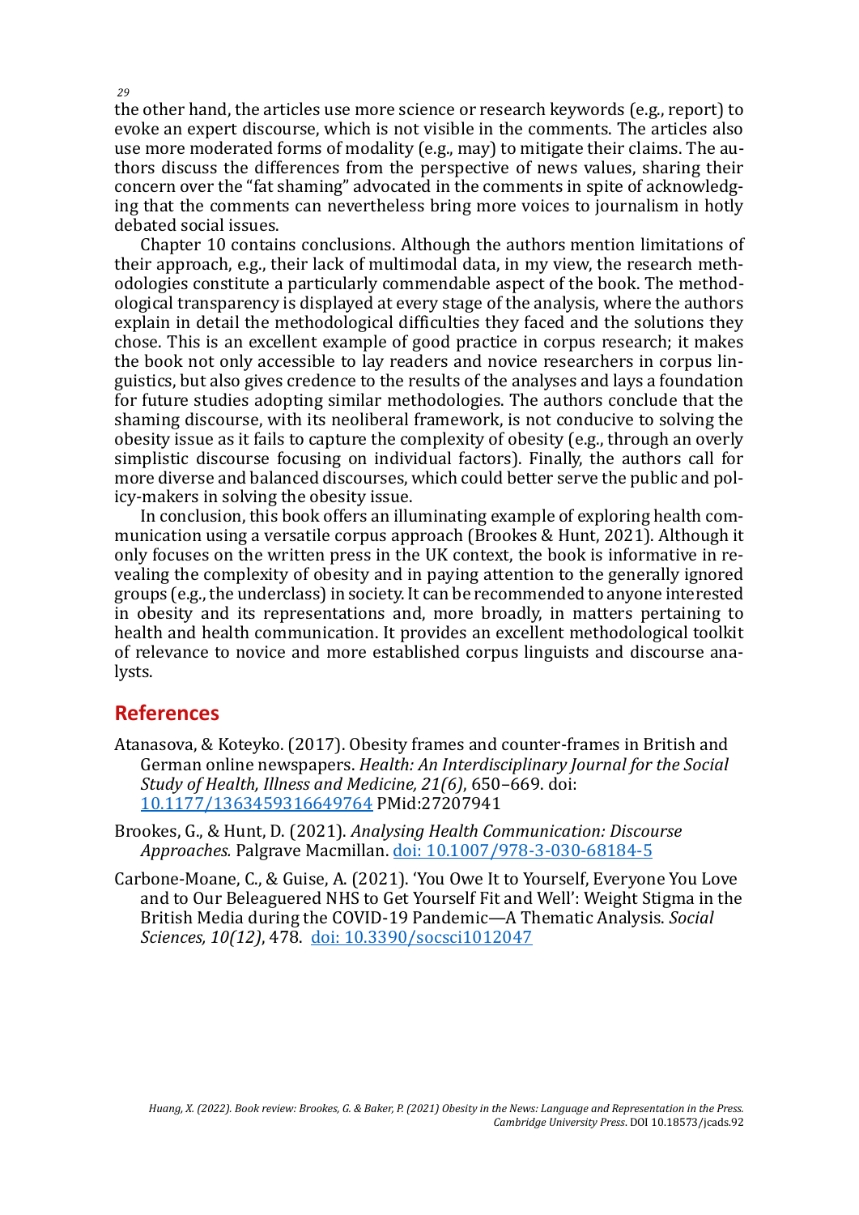the other hand, the articles use more science or research keywords (e.g., report) to evoke an expert discourse, which is not visible in the comments. The articles also use more moderated forms of modality (e.g., may) to mitigate their claims. The authors discuss the differences from the perspective of news values, sharing their concern over the "fat shaming" advocated in the comments in spite of acknowledging that the comments can nevertheless bring more voices to journalism in hotly debated social issues.

Chapter 10 contains conclusions. Although the authors mention limitations of their approach, e.g., their lack of multimodal data, in my view, the research methodologies constitute a particularly commendable aspect of the book. The methodological transparency is displayed at every stage of the analysis, where the authors explain in detail the methodological difficulties they faced and the solutions they chose. This is an excellent example of good practice in corpus research; it makes the book not only accessible to lay readers and novice researchers in corpus linguistics, but also gives credence to the results of the analyses and lays a foundation for future studies adopting similar methodologies. The authors conclude that the shaming discourse, with its neoliberal framework, is not conducive to solving the obesity issue as it fails to capture the complexity of obesity (e.g., through an overly simplistic discourse focusing on individual factors). Finally, the authors call for more diverse and balanced discourses, which could better serve the public and policy-makers in solving the obesity issue.

In conclusion, this book offers an illuminating example of exploring health communication using a versatile corpus approach (Brookes & Hunt, 2021). Although it only focuses on the written press in the UK context, the book is informative in revealing the complexity of obesity and in paying attention to the generally ignored groups (e.g., the underclass) in society. It can be recommended to anyone interested in obesity and its representations and, more broadly, in matters pertaining to health and health communication. It provides an excellent methodological toolkit of relevance to novice and more established corpus linguists and discourse analysts.

## References

Atanasova, & Koteyko. (2017). Obesity frames and counter-frames in British and German online newspapers. *Health: An Interdisciplinary Journal for the Social Study of Health, Illness and Medicine, 21(6)*, 650–669. doi: 10.1177/1363459316649764 PMid:27207941

Brookes, G., & Hunt, D. (2021). *Analysing Health Communication: Discourse Approaches.* Palgrave Macmillan. doi: 10.1007/978-3-030-68184-5

Carbone-Moane, C., & Guise, A. (2021). 'You Owe It to Yourself, Everyone You Love and to Our Beleaguered NHS to Get Yourself Fit and Well': Weight Stigma in the British Media during the COVID-19 Pandemic—A Thematic Analysis. *Social Sciences, 10(12)*, 478. doi: 10.3390/socsci1012047